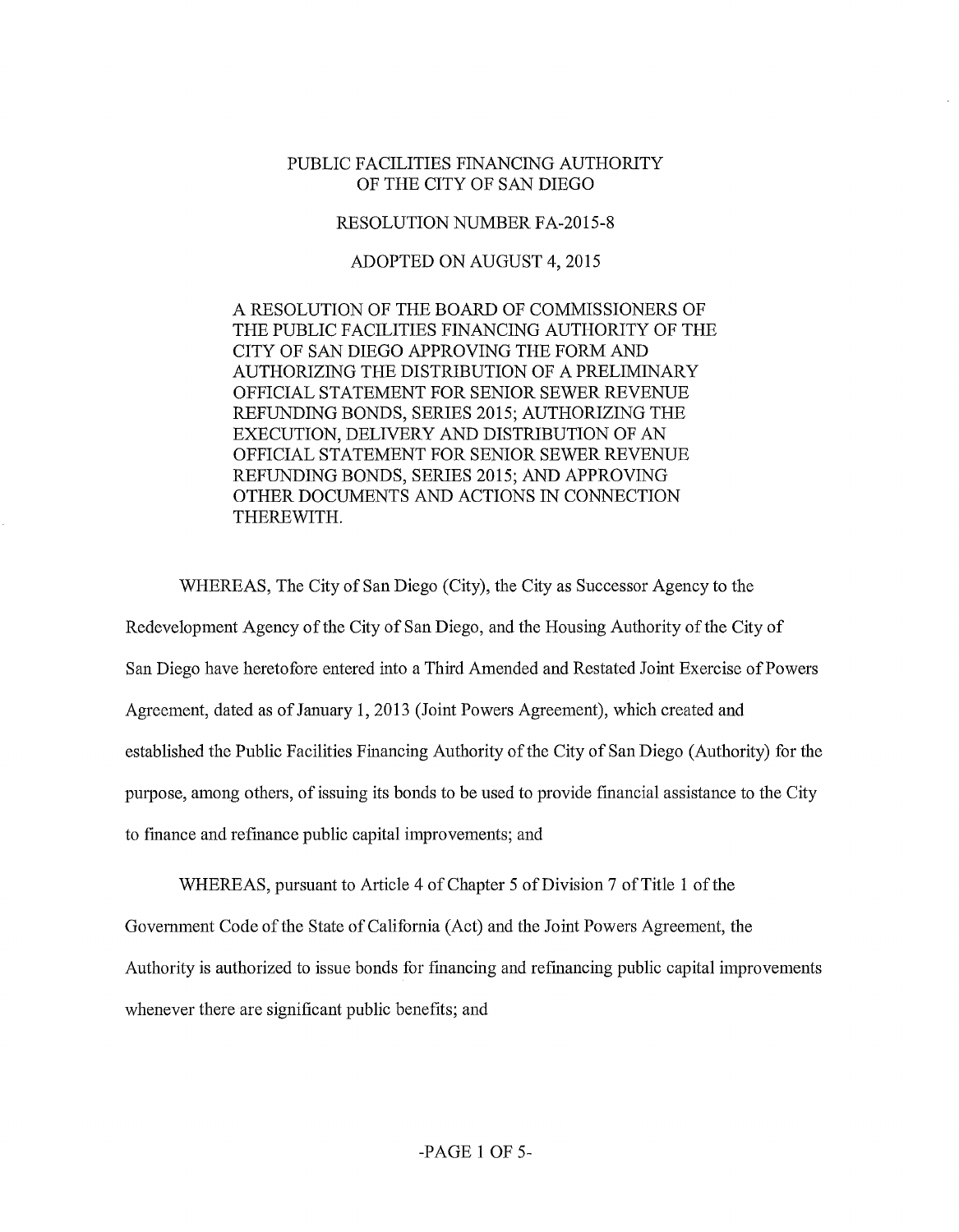PUBLIC FACILITIES FINANCING AUTHORITY
OF THE CITY OF SAN DIEGO

RESOLUTION NUMBER FA-2015-8

ADOPTED ON AUGUST 4, 2015

A RESOLUTION OF THE BOARD OF COMMISSIONERS OF THE PUBLIC FACILITIES FINANCING AUTHORITY OF THE CITY OF SAN DIEGO APPROVING THE FORM AND AUTHORIZING THE DISTRIBUTION OF A PRELIMINARY OFFICIAL STATEMENT FOR SENIOR SEWER REVENUE REFUNDING BONDS, SERIES 2015; AUTHORIZING THE EXECUTION, DELIVERY AND DISTRIBUTION OF AN OFFICIAL STATEMENT FOR SENIOR SEWER REVENUE REFUNDING BONDS, SERIES 2015; AND APPROVING OTHER DOCUMENTS AND ACTIONS IN CONNECTION THEREWITH.

WHEREAS, The City of San Diego (City), the City as Successor Agency to the Redevelopment Agency of the City of San Diego, and the Housing Authority of the City of San Diego have heretofore entered into a Third Amended and Restated Joint Exercise of Powers Agreement, dated as of January 1, 2013 (Joint Powers Agreement), which created and established the Public Facilities Financing Authority of the City of San Diego (Authority) for the purpose, among others, of issuing its bonds to be used to provide financial assistance to the City to finance and refinance public capital improvements; and

WHEREAS, pursuant to Article 4 of Chapter 5 of Division 7 of Title 1 of the Government Code of the State of California (Act) and the Joint Powers Agreement, the Authority is authorized to issue bonds for financing and refinancing public capital improvements whenever there are significant public benefits; and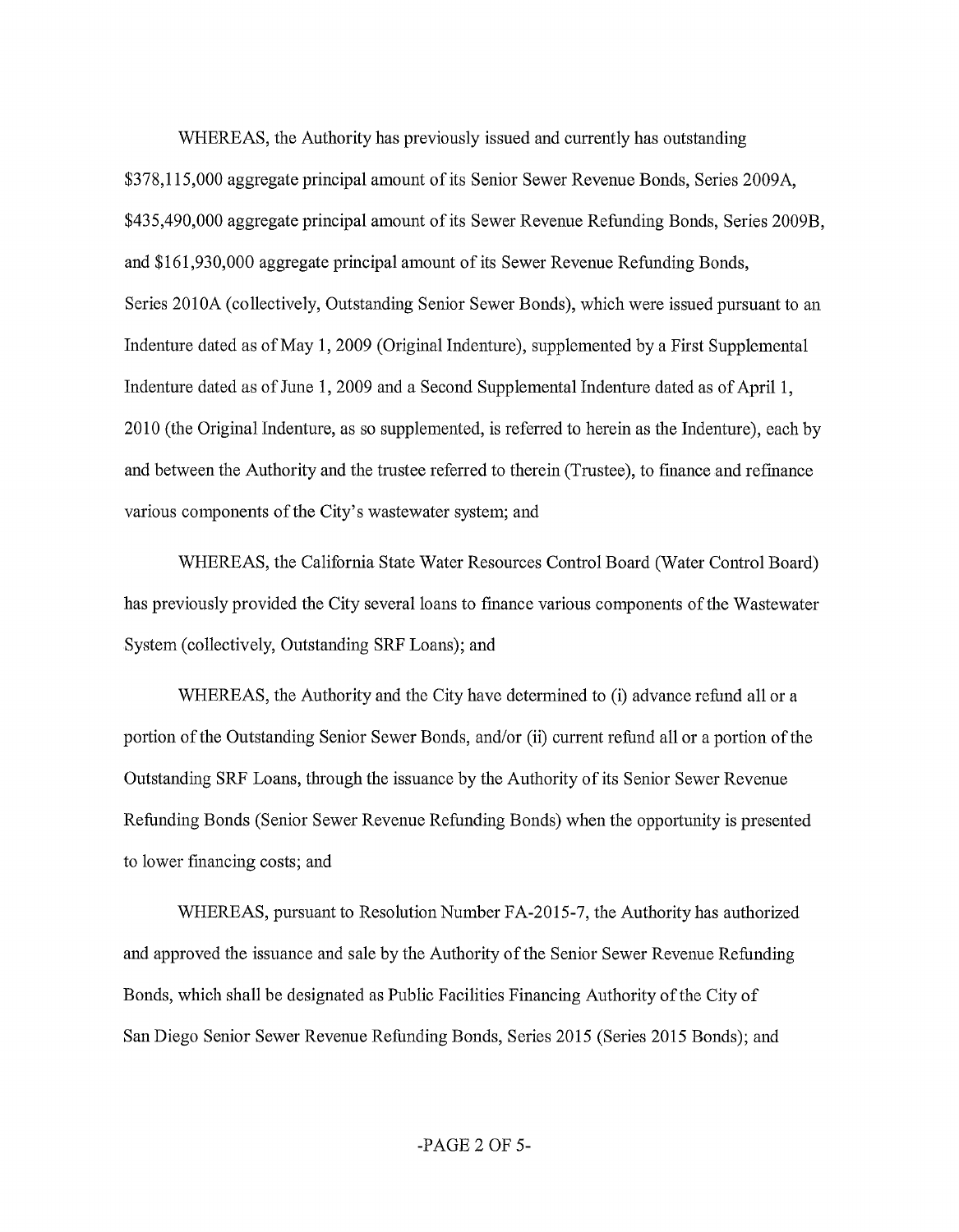WHEREAS, the Authority has previously issued and currently has outstanding $378,115,000 aggregate principal amount of its Senior Sewer Revenue Bonds, Series 2009A, $435,490,000 aggregate principal amount of its Sewer Revenue Refunding Bonds, Series 2009B, and $161,930,000 aggregate principal amount of its Sewer Revenue Refunding Bonds, Series 2010A (collectively, Outstanding Senior Sewer Bonds), which were issued pursuant to an Indenture dated as of May 1, 2009 (Original Indenture), supplemented by a First Supplemental Indenture dated as of June 1, 2009 and a Second Supplemental Indenture dated as of April 1, 2010 (the Original Indenture, as so supplemented, is referred to herein as the Indenture), each by and between the Authority and the trustee referred to therein (Trustee), to finance and refinance various components of the City's wastewater system; and

WHEREAS, the California State Water Resources Control Board (Water Control Board) has previously provided the City several loans to finance various components of the Wastewater System (collectively, Outstanding SRF Loans); and

WHEREAS, the Authority and the City have determined to (i) advance refund all or a portion of the Outstanding Senior Sewer Bonds, and/or (ii) current refund all or a portion of the Outstanding SRF Loans, through the issuance by the Authority of its Senior Sewer Revenue Refunding Bonds (Senior Sewer Revenue Refunding Bonds) when the opportunity is presented to lower financing costs; and

WHEREAS, pursuant to Resolution Number FA-2015-7, the Authority has authorized and approved the issuance and sale by the Authority of the Senior Sewer Revenue Refunding Bonds, which shall be designated as Public Facilities Financing Authority of the City of San Diego Senior Sewer Revenue Refunding Bonds, Series 2015 (Series 2015 Bonds); and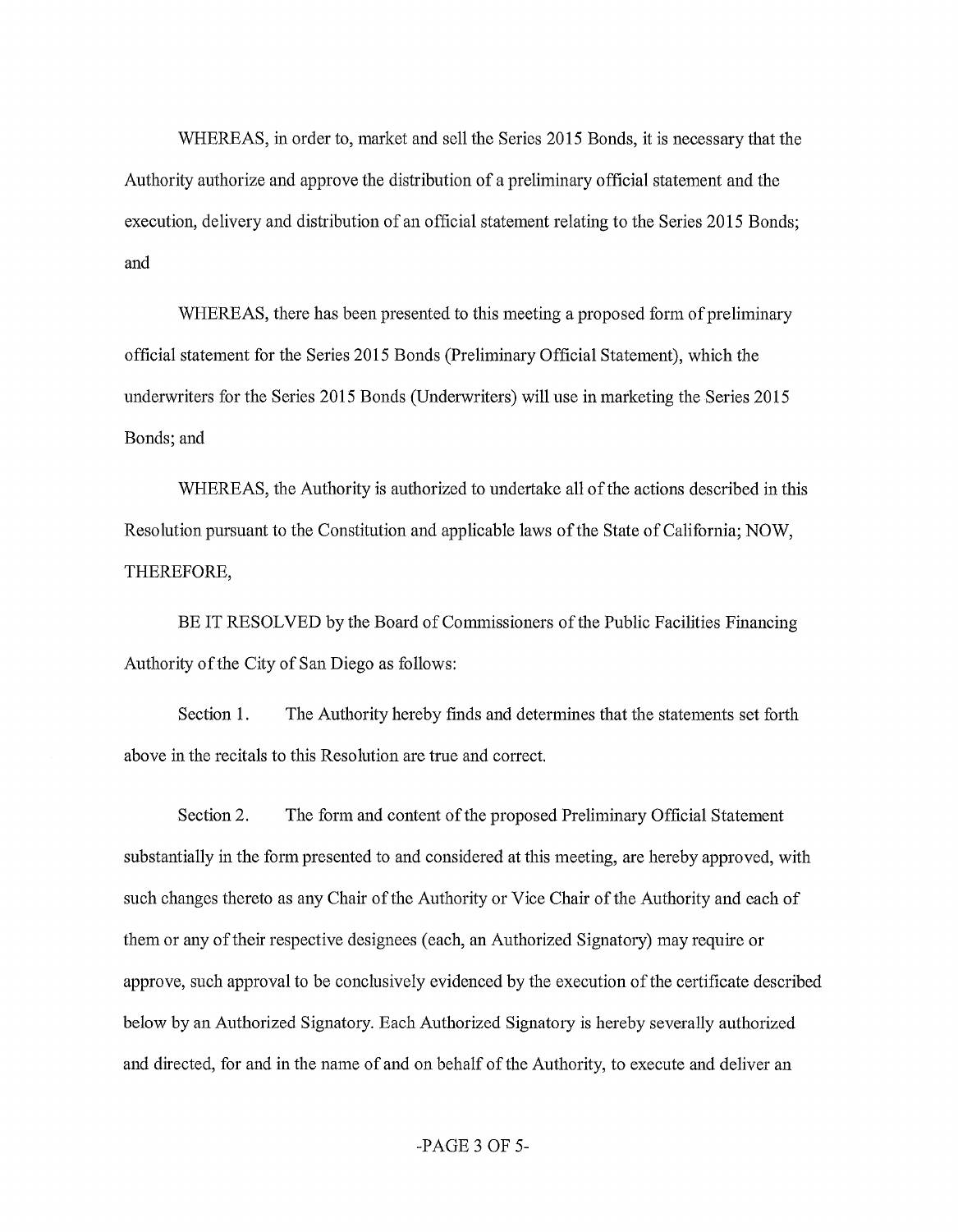WHEREAS, in order to, market and sell the Series 2015 Bonds, it is necessary that the Authority authorize and approve the distribution of a preliminary official statement and the execution, delivery and distribution of an official statement relating to the Series 2015 Bonds; and

WHEREAS, there has been presented to this meeting a proposed form of preliminary official statement for the Series 2015 Bonds (Preliminary Official Statement), which the underwriters for the Series 2015 Bonds (Underwriters) will use in marketing the Series 2015 Bonds; and

WHEREAS, the Authority is authorized to undertake all of the actions described in this Resolution pursuant to the Constitution and applicable laws of the State of California; NOW, THEREFORE,

BE IT RESOLVED by the Board of Commissioners of the Public Facilities Financing Authority of the City of San Diego as follows:

Section 1. The Authority hereby finds and determines that the statements set forth above in the recitals to this Resolution are true and correct.

Section 2. The form and content of the proposed Preliminary Official Statement substantially in the form presented to and considered at this meeting, are hereby approved, with such changes thereto as any Chair of the Authority or Vice Chair of the Authority and each of them or any of their respective designees (each, an Authorized Signatory) may require or approve, such approval to be conclusively evidenced by the execution of the certificate described below by an Authorized Signatory. Each Authorized Signatory is hereby severally authorized and directed, for and in the name of and on behalf of the Authority, to execute and deliver an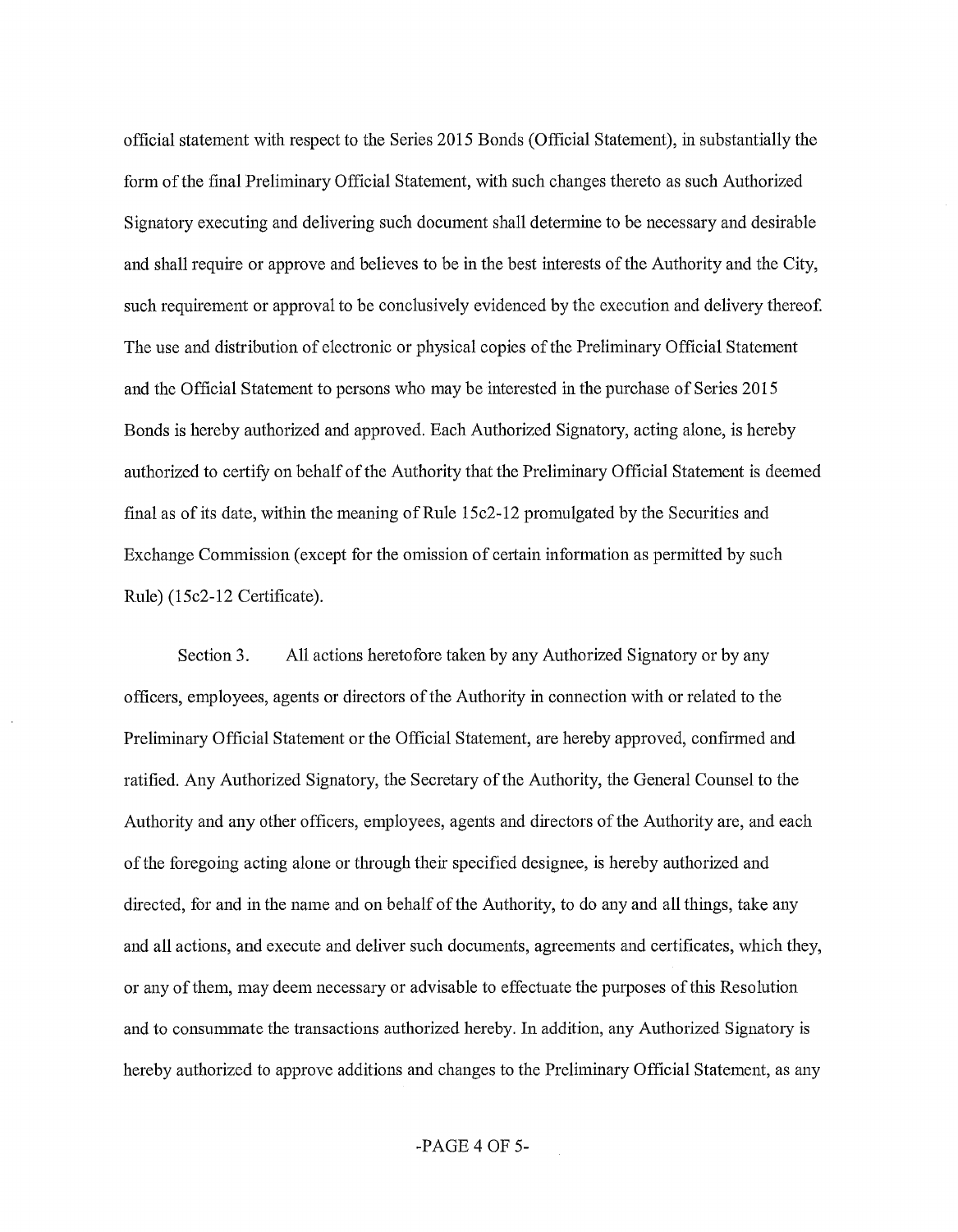official statement with respect to the Series 2015 Bonds (Official Statement), in substantially the form of the final Preliminary Official Statement, with such changes thereto as such Authorized Signatory executing and delivering such document shall determine to be necessary and desirable and shall require or approve and believes to be in the best interests of the Authority and the City, such requirement or approval to be conclusively evidenced by the execution and delivery thereof. The use and distribution of electronic or physical copies of the Preliminary Official Statement and the Official Statement to persons who may be interested in the purchase of Series 2015 Bonds is hereby authorized and approved. Each Authorized Signatory, acting alone, is hereby authorized to certify on behalf of the Authority that the Preliminary Official Statement is deemed final as of its date, within the meaning of Rule 15c2-12 promulgated by the Securities and Exchange Commission (except for the omission of certain information as permitted by such Rule) (15c2-12 Certificate).

Section 3. All actions heretofore taken by any Authorized Signatory or by any officers, employees, agents or directors of the Authority in connection with or related to the Preliminary Official Statement or the Official Statement, are hereby approved, confirmed and ratified. Any Authorized Signatory, the Secretary of the Authority, the General Counsel to the Authority and any other officers, employees, agents and directors of the Authority are, and each of the foregoing acting alone or through their specified designee, is hereby authorized and directed, for and in the name and on behalf of the Authority, to do any and all things, take any and all actions, and execute and deliver such documents, agreements and certificates, which they, or any of them, may deem necessary or advisable to effectuate the purposes of this Resolution and to consummate the transactions authorized hereby. In addition, any Authorized Signatory is hereby authorized to approve additions and changes to the Preliminary Official Statement, as any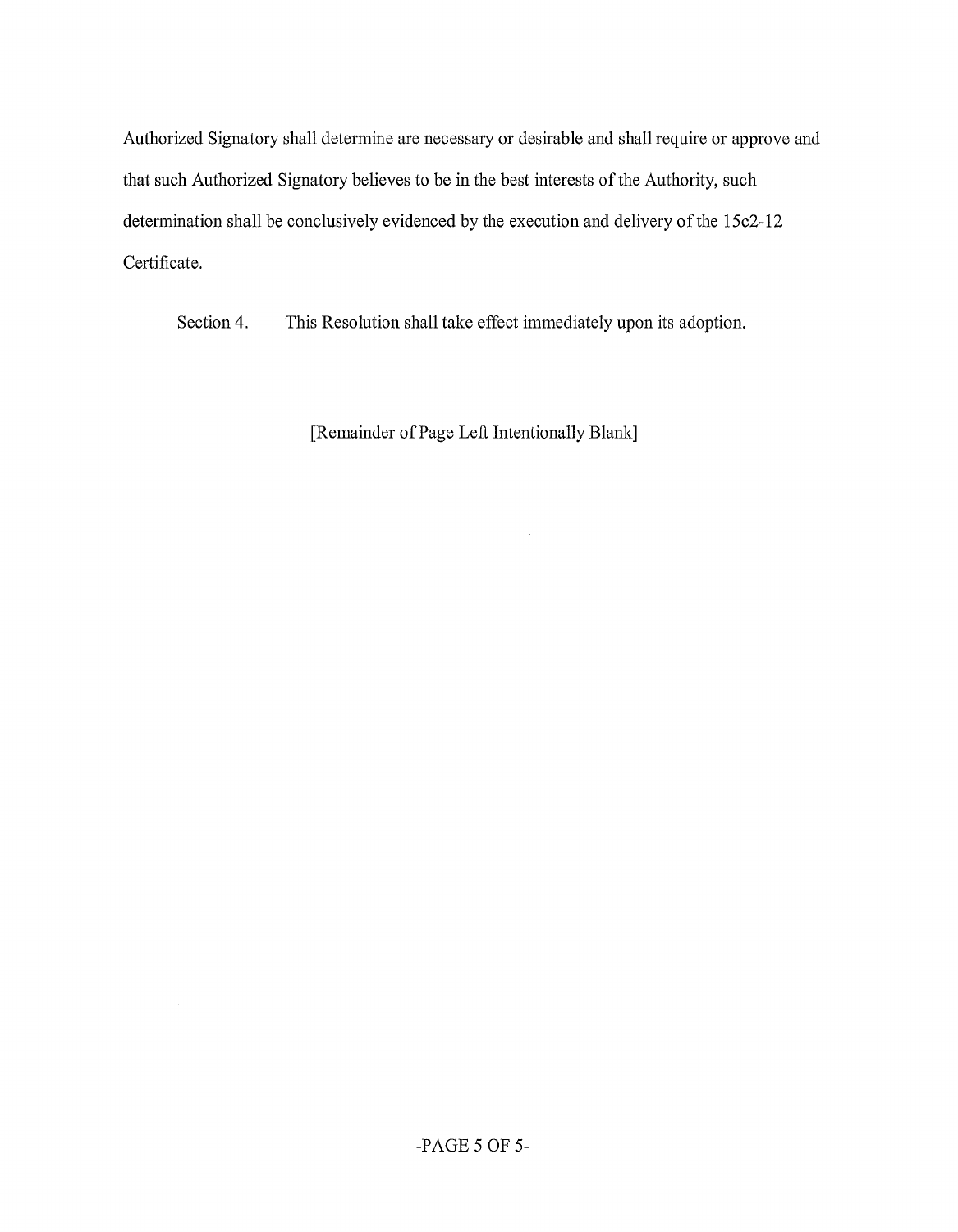Authorized Signatory shall determine are necessary or desirable and shall require or approve and that such Authorized Signatory believes to be in the best interests of the Authority, such determination shall be conclusively evidenced by the execution and delivery of the 15c2-12 Certificate.

Section 4. This Resolution shall take effect immediately upon its adoption.

[Remainder of Page Left Intentionally Blank]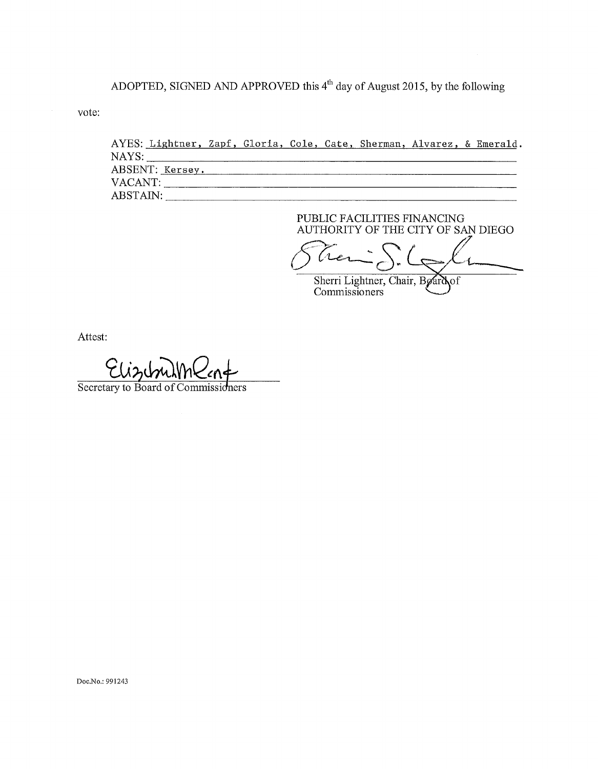ADOPTED, SIGNED AND APPROVED this 4th day of August 2015, by the following vote:

AYES: Lightner, Zapf, Gloria, Cole, Cate, Sherman, Alvarez, & Emerald.
NAYS:
ABSENT: Kersey.
VACANT:
ABSTAIN:

PUBLIC FACILITIES FINANCING AUTHORITY OF THE CITY OF SAN DIEGO

Sherri Lightner, Chair, Board of Commissioners

Attest:

Secretary to Board of Commissioners

Doc.No.: 991243